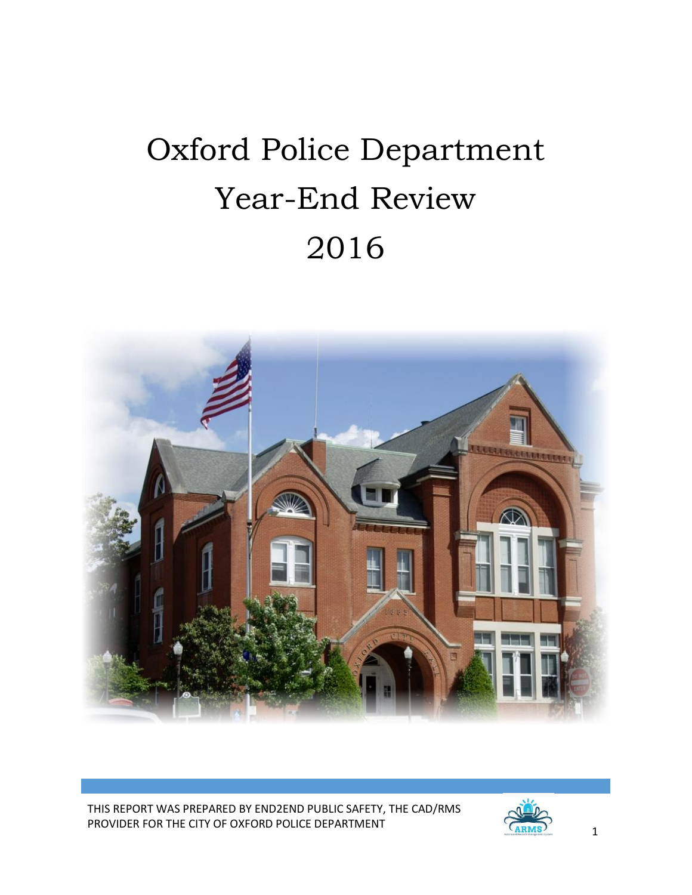# Oxford Police Department Year-End Review 2016

THIS REPORT WAS PREPARED BY END2END PUBLIC SAFETY, THE CAD/RMS PROVIDER FOR THE CITY OF OXFORD POLICE DEPARTMENT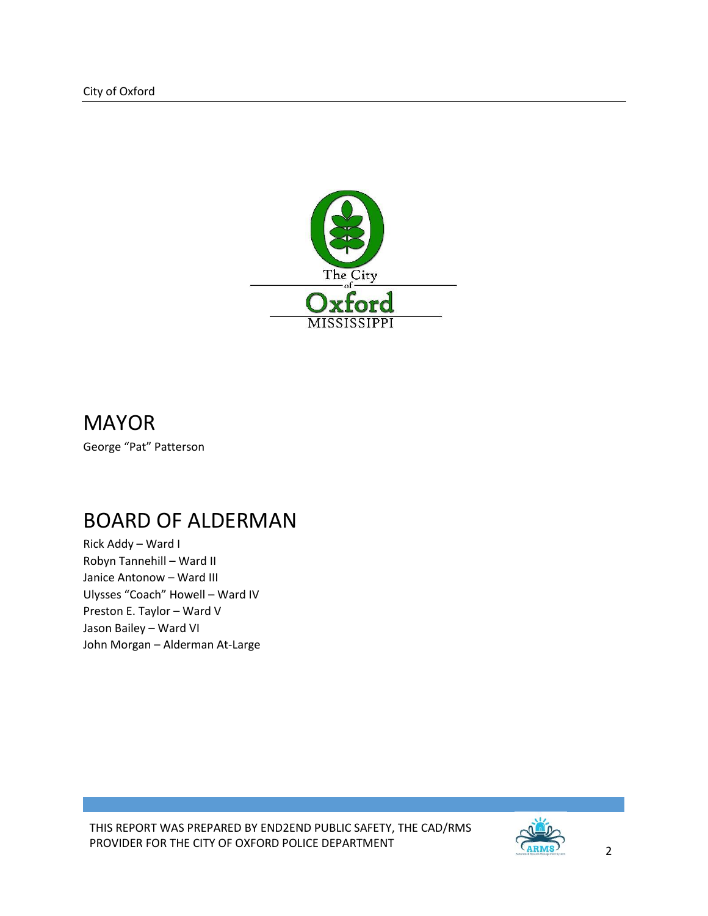The City of Oxford MISSISSIPPI

# MAYOR

George "Pat" Patterson

# BOARD OF ALDERMAN

Rick Addy – Ward I
Robyn Tannehill – Ward II
Janice Antonow – Ward III
Ulysses "Coach" Howell – Ward IV
Preston E. Taylor – Ward V
Jason Bailey – Ward VI
John Morgan – Alderman At-Large

THIS REPORT WAS PREPARED BY END2END PUBLIC SAFETY, THE CAD/RMS PROVIDER FOR THE CITY OF OXFORD POLICE DEPARTMENT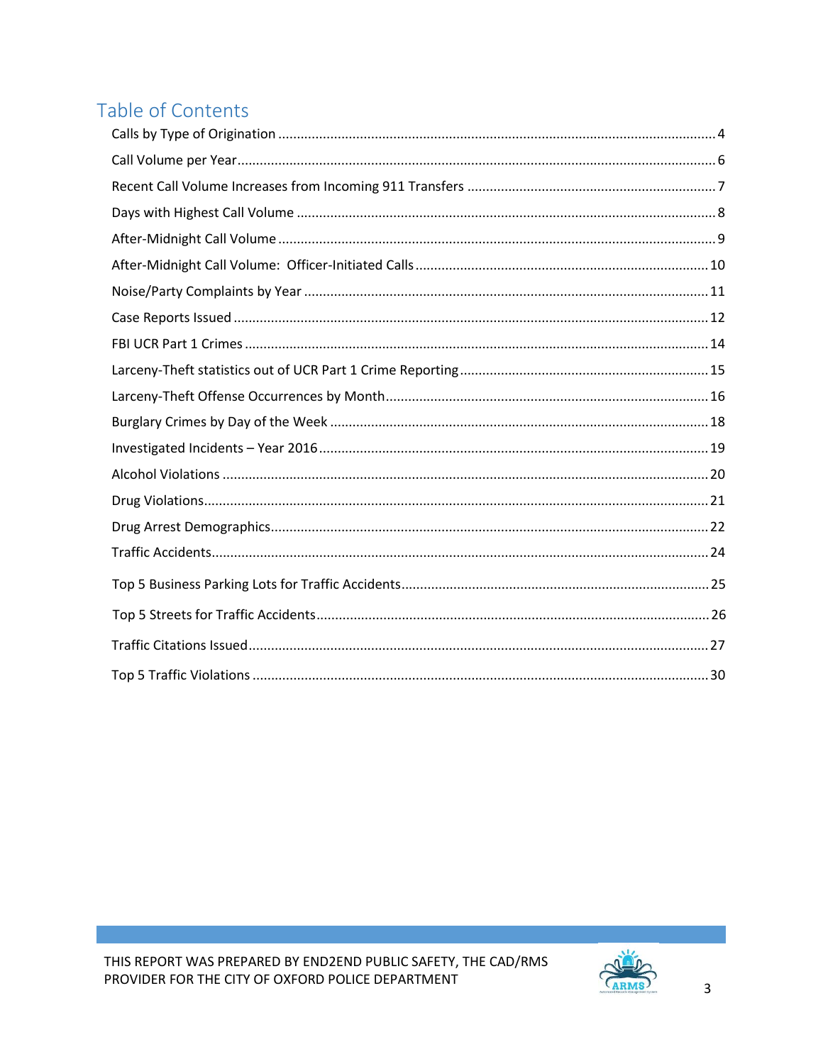## Table of Contents

Calls by Type of Origination ..... 4

Call Volume per Year ..... 6

Recent Call Volume Increases from Incoming 911 Transfers ..... 7

Days with Highest Call Volume ..... 8

After-Midnight Call Volume ..... 9

After-Midnight Call Volume: Officer-Initiated Calls ..... 10

Noise/Party Complaints by Year ..... 11

Case Reports Issued ..... 12

FBI UCR Part 1 Crimes ..... 14

Larceny-Theft statistics out of UCR Part 1 Crime Reporting ..... 15

Larceny-Theft Offense Occurrences by Month ..... 16

Burglary Crimes by Day of the Week ..... 18

Investigated Incidents – Year 2016 ..... 19

Alcohol Violations ..... 20

Drug Violations ..... 21

Drug Arrest Demographics ..... 22

Traffic Accidents ..... 24

Top 5 Business Parking Lots for Traffic Accidents ..... 25

Top 5 Streets for Traffic Accidents ..... 26

Traffic Citations Issued ..... 27

Top 5 Traffic Violations ..... 30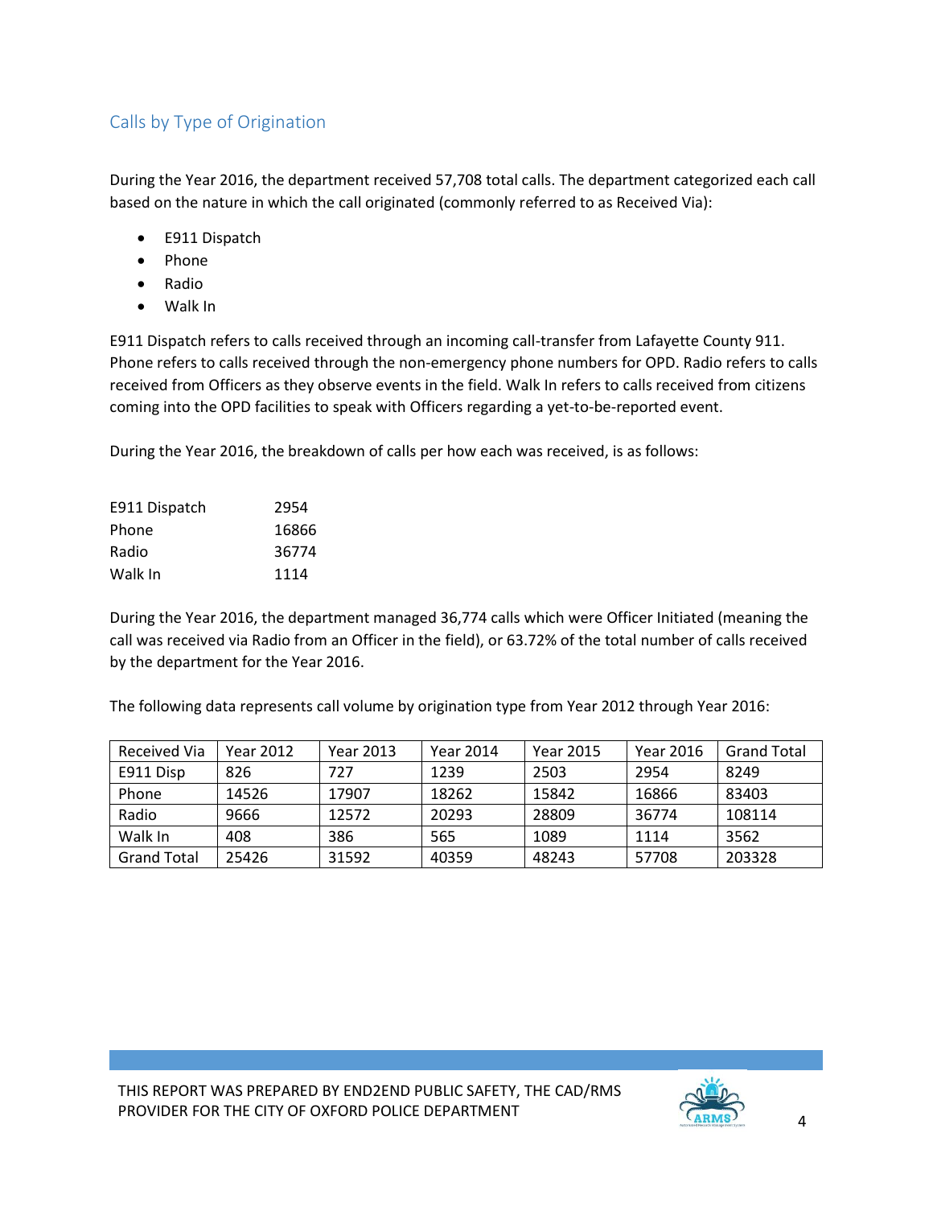## Calls by Type of Origination

During the Year 2016, the department received 57,708 total calls. The department categorized each call based on the nature in which the call originated (commonly referred to as Received Via):

- E911 Dispatch
- Phone
- Radio
- Walk In

E911 Dispatch refers to calls received through an incoming call-transfer from Lafayette County 911. Phone refers to calls received through the non-emergency phone numbers for OPD. Radio refers to calls received from Officers as they observe events in the field. Walk In refers to calls received from citizens coming into the OPD facilities to speak with Officers regarding a yet-to-be-reported event.

During the Year 2016, the breakdown of calls per how each was received, is as follows:

| | |
|---|---|
| E911 Dispatch | 2954 |
| Phone | 16866 |
| Radio | 36774 |
| Walk In | 1114 |

During the Year 2016, the department managed 36,774 calls which were Officer Initiated (meaning the call was received via Radio from an Officer in the field), or 63.72% of the total number of calls received by the department for the Year 2016.

The following data represents call volume by origination type from Year 2012 through Year 2016:

| Received Via | Year 2012 | Year 2013 | Year 2014 | Year 2015 | Year 2016 | Grand Total |
|---|---|---|---|---|---|---|
| E911 Disp | 826 | 727 | 1239 | 2503 | 2954 | 8249 |
| Phone | 14526 | 17907 | 18262 | 15842 | 16866 | 83403 |
| Radio | 9666 | 12572 | 20293 | 28809 | 36774 | 108114 |
| Walk In | 408 | 386 | 565 | 1089 | 1114 | 3562 |
| Grand Total | 25426 | 31592 | 40359 | 48243 | 57708 | 203328 |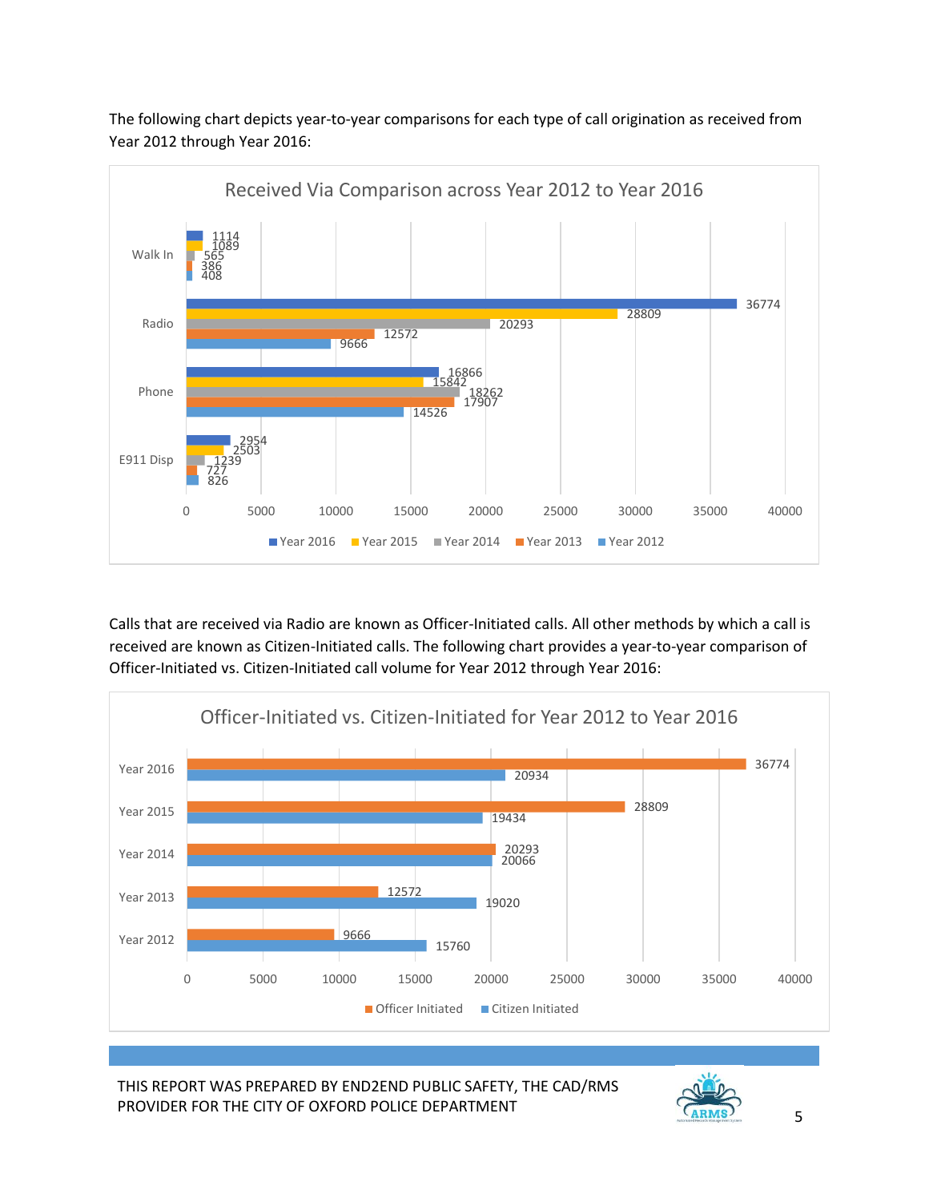The following chart depicts year-to-year comparisons for each type of call origination as received from Year 2012 through Year 2016:

Received Via Comparison across Year 2012 to Year 2016

Walk In
1114
1089
565
386
408

Radio
36774
28809
20293
12572
9666

Phone
16866
15842
18262
17907
14526

E911 Disp
2954
2503
1239
727
826

0 5000 10000 15000 20000 25000 30000 35000 40000

Year 2016 Year 2015 Year 2014 Year 2013 Year 2012

Calls that are received via Radio are known as Officer-Initiated calls. All other methods by which a call is received are known as Citizen-Initiated calls. The following chart provides a year-to-year comparison of Officer-Initiated vs. Citizen-Initiated call volume for Year 2012 through Year 2016:

Officer-Initiated vs. Citizen-Initiated for Year 2012 to Year 2016

Year 2016
36774
20934

Year 2015
28809
19434

Year 2014
20293
20066

Year 2013
12572
19020

Year 2012
9666
15760

0 5000 10000 15000 20000 25000 30000 35000 40000

Officer Initiated Citizen Initiated

THIS REPORT WAS PREPARED BY END2END PUBLIC SAFETY, THE CAD/RMS PROVIDER FOR THE CITY OF OXFORD POLICE DEPARTMENT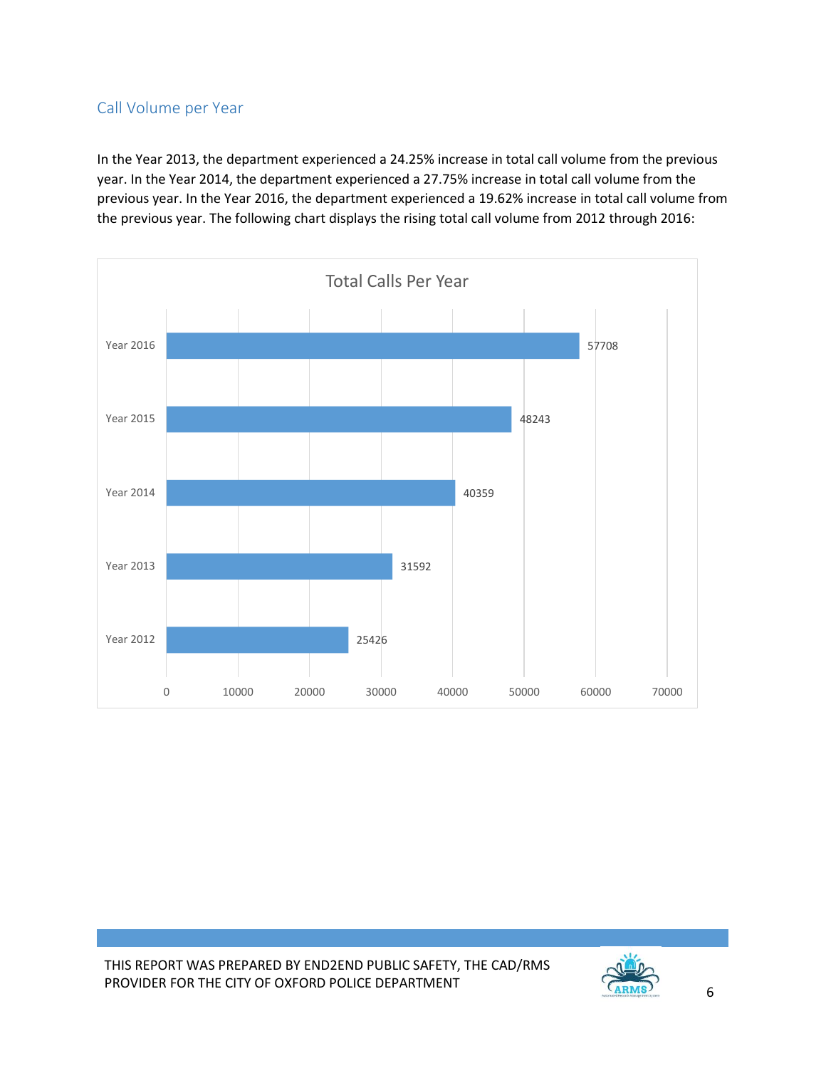## Call Volume per Year

In the Year 2013, the department experienced a 24.25% increase in total call volume from the previous year. In the Year 2014, the department experienced a 27.75% increase in total call volume from the previous year. In the Year 2016, the department experienced a 19.62% increase in total call volume from the previous year. The following chart displays the rising total call volume from 2012 through 2016:

Total Calls Per Year

Year 2016
57708

Year 2015
48243

Year 2014
40359

Year 2013
31592

Year 2012
25426

0 10000 20000 30000 40000 50000 60000 70000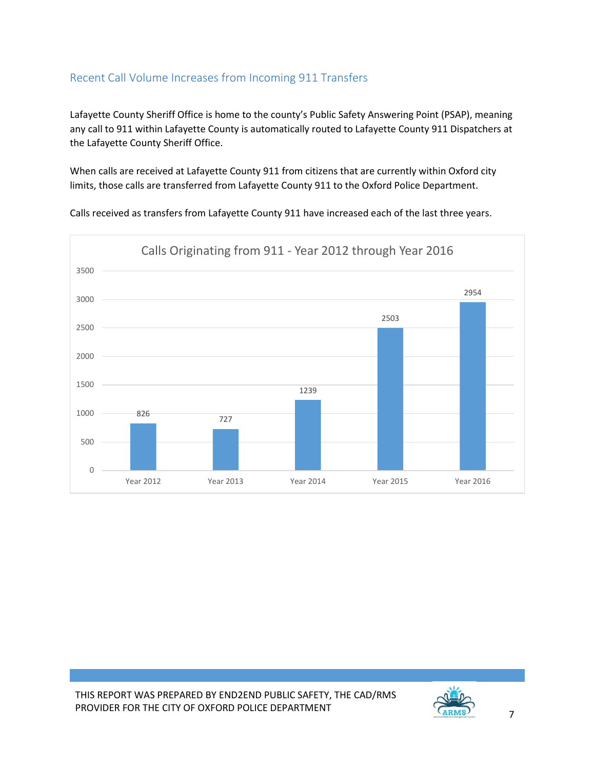## Recent Call Volume Increases from Incoming 911 Transfers

Lafayette County Sheriff Office is home to the county's Public Safety Answering Point (PSAP), meaning any call to 911 within Lafayette County is automatically routed to Lafayette County 911 Dispatchers at the Lafayette County Sheriff Office.

When calls are received at Lafayette County 911 from citizens that are currently within Oxford city limits, those calls are transferred from Lafayette County 911 to the Oxford Police Department.

Calls received as transfers from Lafayette County 911 have increased each of the last three years.

Calls Originating from 911 - Year 2012 through Year 2016

3500
3000
2500
2000
1500
1000
500
0

826
727
1239
2503
2954

Year 2012
Year 2013
Year 2014
Year 2015
Year 2016

THIS REPORT WAS PREPARED BY END2END PUBLIC SAFETY, THE CAD/RMS PROVIDER FOR THE CITY OF OXFORD POLICE DEPARTMENT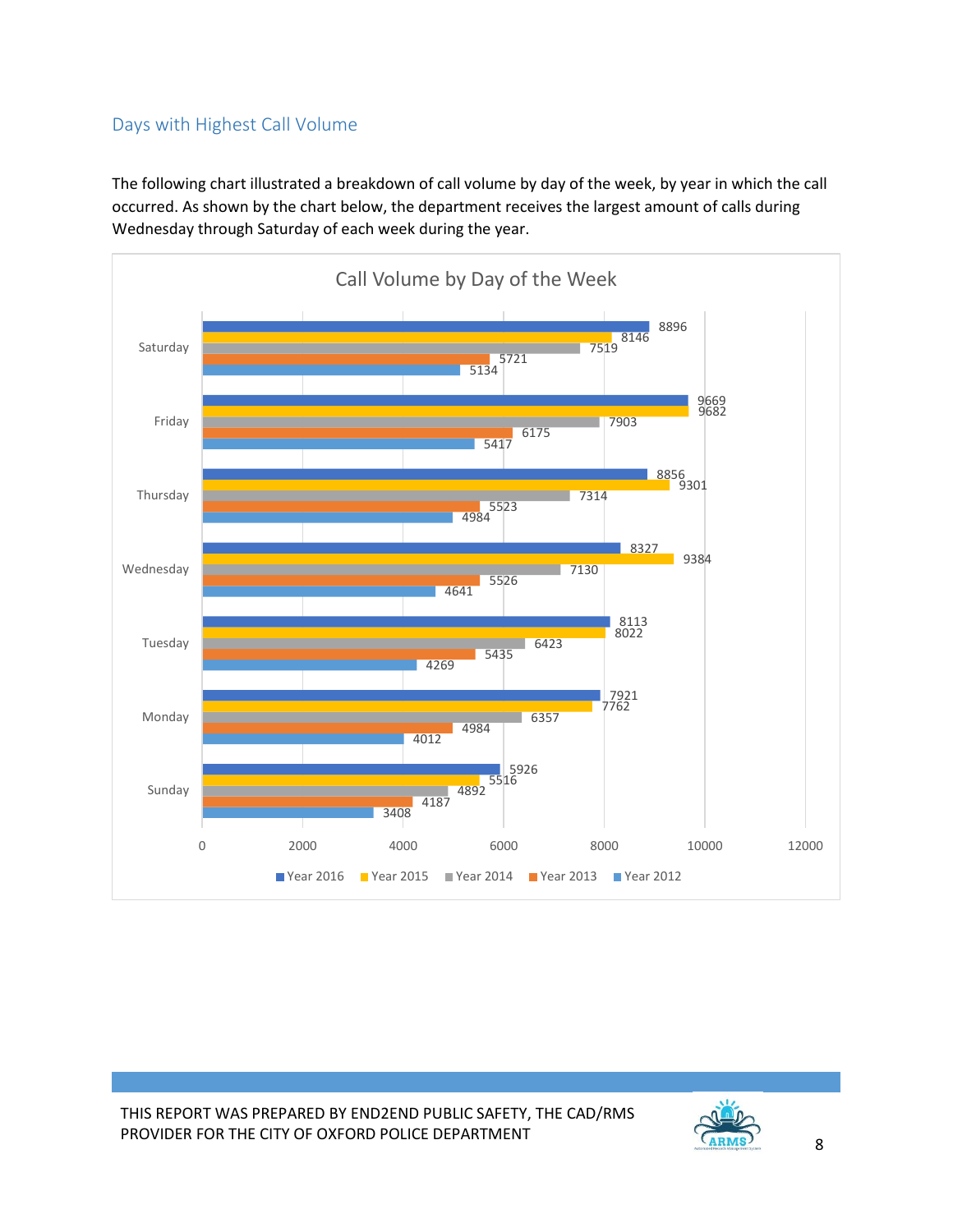## Days with Highest Call Volume

The following chart illustrated a breakdown of call volume by day of the week, by year in which the call occurred. As shown by the chart below, the department receives the largest amount of calls during Wednesday through Saturday of each week during the year.

Call Volume by Day of the Week

Saturday
8896
8146
7519
5721
5134

Friday
9669
9682
7903
6175
5417

Thursday
8856
9301
7314
5523
4984

Wednesday
8327
9384
7130
5526
4641

Tuesday
8113
8022
6423
5435
4269

Monday
7921
7762
6357
4984
4012

Sunday
5926
5516
4892
4187
3408

0 2000 4000 6000 8000 10000 12000

Year 2016 Year 2015 Year 2014 Year 2013 Year 2012

THIS REPORT WAS PREPARED BY END2END PUBLIC SAFETY, THE CAD/RMS PROVIDER FOR THE CITY OF OXFORD POLICE DEPARTMENT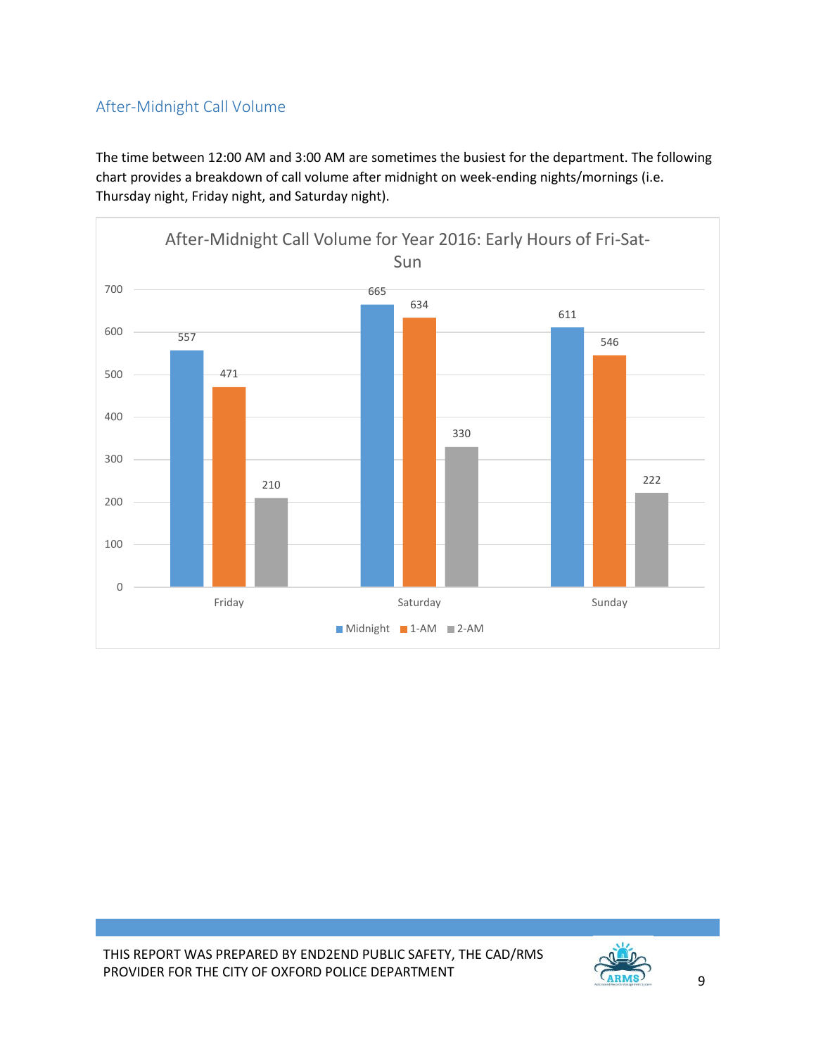## After-Midnight Call Volume

The time between 12:00 AM and 3:00 AM are sometimes the busiest for the department. The following chart provides a breakdown of call volume after midnight on week-ending nights/mornings (i.e. Thursday night, Friday night, and Saturday night).

After-Midnight Call Volume for Year 2016: Early Hours of Fri-Sat-Sun

700
600
500
400
300
200
100
0

557
471
210
665
634
330
611
546
222

Friday
Saturday
Sunday

Midnight
1-AM
2-AM

THIS REPORT WAS PREPARED BY END2END PUBLIC SAFETY, THE CAD/RMS PROVIDER FOR THE CITY OF OXFORD POLICE DEPARTMENT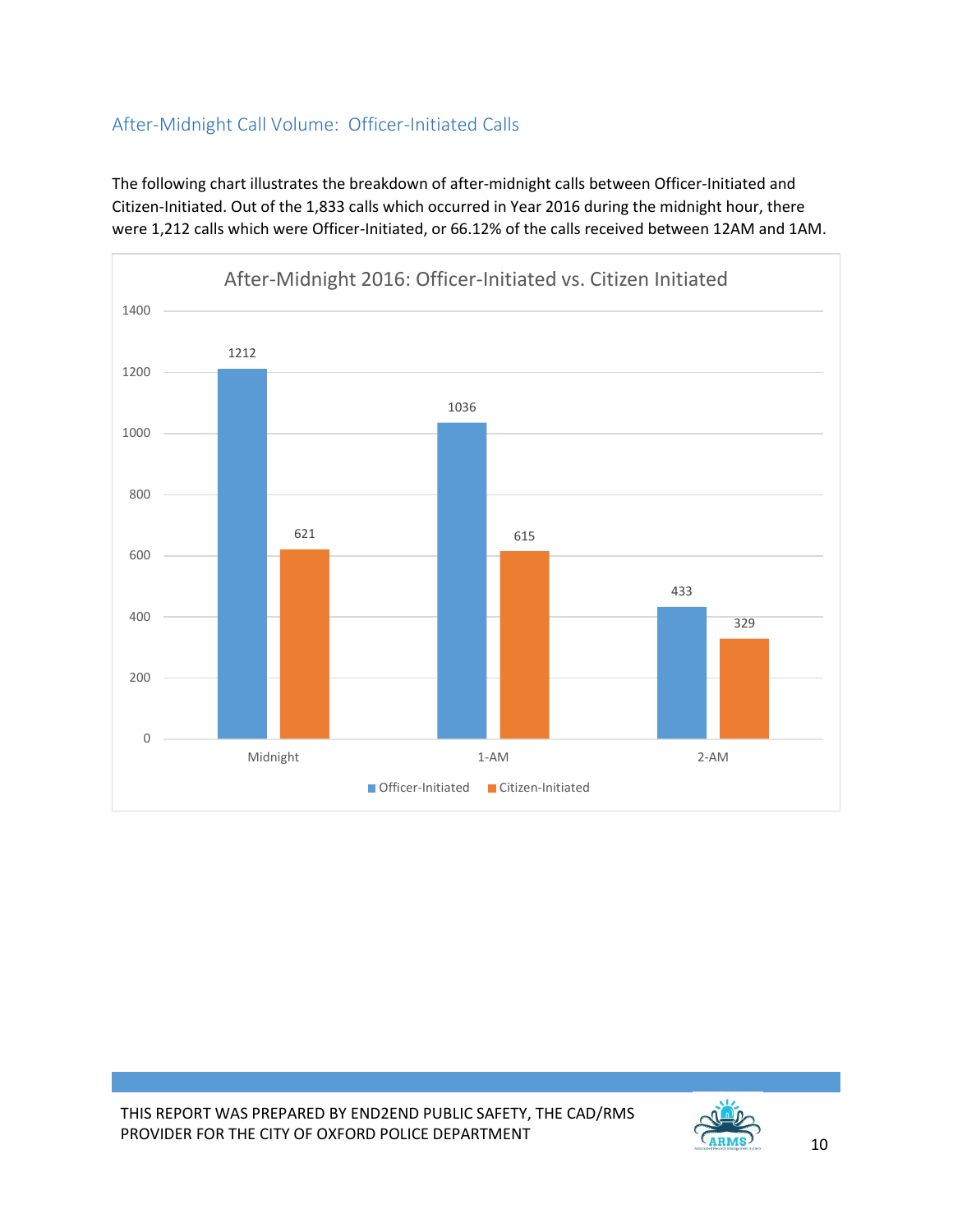## After-Midnight Call Volume: Officer-Initiated Calls

The following chart illustrates the breakdown of after-midnight calls between Officer-Initiated and Citizen-Initiated. Out of the 1,833 calls which occurred in Year 2016 during the midnight hour, there were 1,212 calls which were Officer-Initiated, or 66.12% of the calls received between 12AM and 1AM.

**After-Midnight 2016: Officer-Initiated vs. Citizen Initiated**

| | Officer-Initiated | Citizen-Initiated |
|---|---|---|
| Midnight | 1212 | 621 |
| 1-AM | 1036 | 615 |
| 2-AM | 433 | 329 |

THIS REPORT WAS PREPARED BY END2END PUBLIC SAFETY, THE CAD/RMS PROVIDER FOR THE CITY OF OXFORD POLICE DEPARTMENT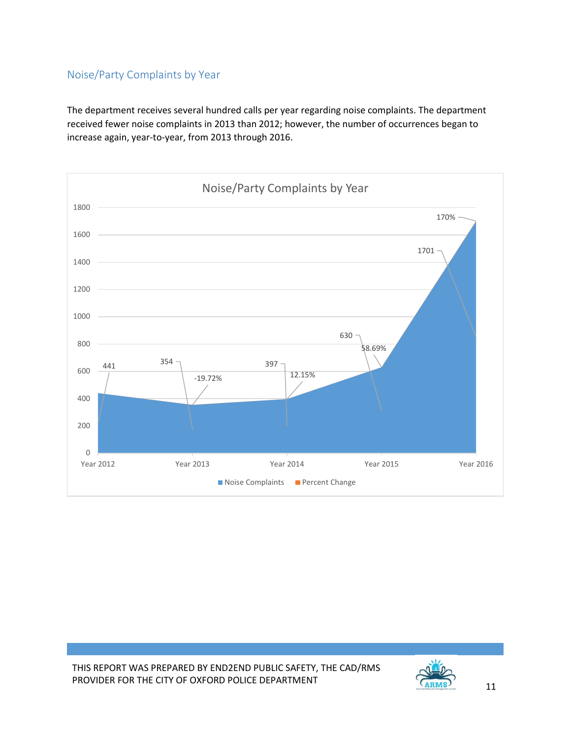## Noise/Party Complaints by Year

The department receives several hundred calls per year regarding noise complaints. The department received fewer noise complaints in 2013 than 2012; however, the number of occurrences began to increase again, year-to-year, from 2013 through 2016.

Noise/Party Complaints by Year

1800
1600
1400
1200
1000
800
600
400
200
0

Year 2012
Year 2013
Year 2014
Year 2015
Year 2016

441
354
-19.72%
397
12.15%
630
58.69%
1701
170%

Noise Complaints
Percent Change

THIS REPORT WAS PREPARED BY END2END PUBLIC SAFETY, THE CAD/RMS PROVIDER FOR THE CITY OF OXFORD POLICE DEPARTMENT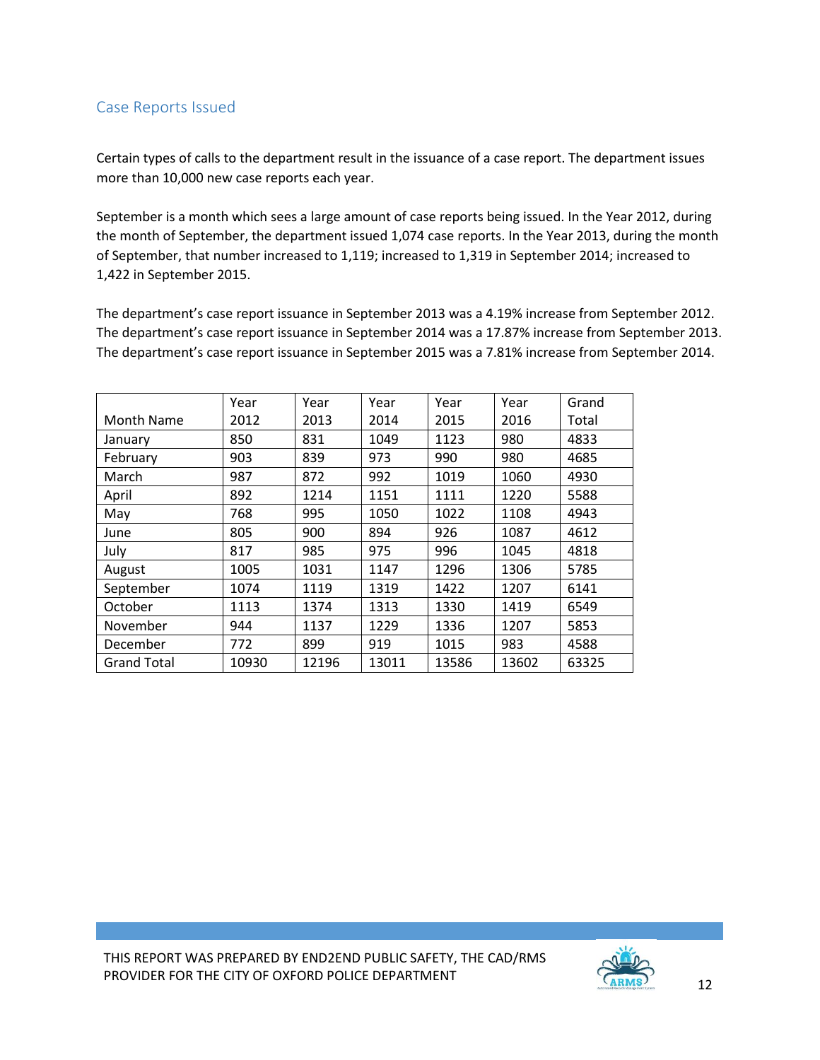## Case Reports Issued

Certain types of calls to the department result in the issuance of a case report. The department issues more than 10,000 new case reports each year.

September is a month which sees a large amount of case reports being issued. In the Year 2012, during the month of September, the department issued 1,074 case reports. In the Year 2013, during the month of September, that number increased to 1,119; increased to 1,319 in September 2014; increased to 1,422 in September 2015.

The department's case report issuance in September 2013 was a 4.19% increase from September 2012. The department's case report issuance in September 2014 was a 17.87% increase from September 2013. The department's case report issuance in September 2015 was a 7.81% increase from September 2014.

| Month Name | Year 2012 | Year 2013 | Year 2014 | Year 2015 | Year 2016 | Grand Total |
|---|---|---|---|---|---|---|
| January | 850 | 831 | 1049 | 1123 | 980 | 4833 |
| February | 903 | 839 | 973 | 990 | 980 | 4685 |
| March | 987 | 872 | 992 | 1019 | 1060 | 4930 |
| April | 892 | 1214 | 1151 | 1111 | 1220 | 5588 |
| May | 768 | 995 | 1050 | 1022 | 1108 | 4943 |
| June | 805 | 900 | 894 | 926 | 1087 | 4612 |
| July | 817 | 985 | 975 | 996 | 1045 | 4818 |
| August | 1005 | 1031 | 1147 | 1296 | 1306 | 5785 |
| September | 1074 | 1119 | 1319 | 1422 | 1207 | 6141 |
| October | 1113 | 1374 | 1313 | 1330 | 1419 | 6549 |
| November | 944 | 1137 | 1229 | 1336 | 1207 | 5853 |
| December | 772 | 899 | 919 | 1015 | 983 | 4588 |
| Grand Total | 10930 | 12196 | 13011 | 13586 | 13602 | 63325 |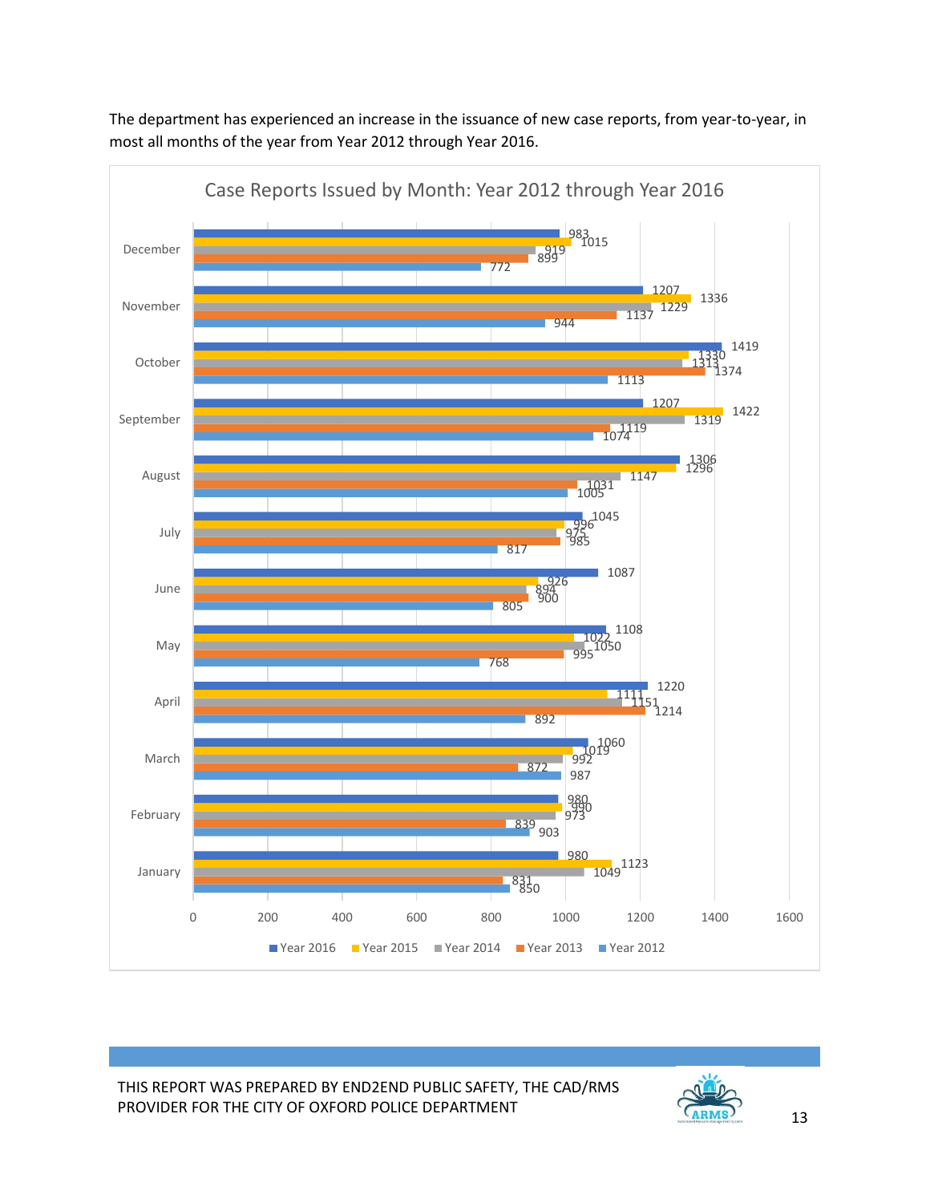The department has experienced an increase in the issuance of new case reports, from year-to-year, in most all months of the year from Year 2012 through Year 2016.

Case Reports Issued by Month: Year 2012 through Year 2016

December
983
1015
919
899
772

November
1207
1336
1229
1137
944

October
1419
1330
1313
1374
1113

September
1207
1422
1319
1119
1074

August
1306
1296
1147
1031
1005

July
1045
996
975
985
817

June
1087
926
894
900
805

May
1108
1022
1050
995
768

April
1220
1111
1151
1214
892

March
1060
1019
992
872
987

February
980
990
973
839
903

January
980
1123
1049
831
850

0 200 400 600 800 1000 1200 1400 1600

Year 2016 Year 2015 Year 2014 Year 2013 Year 2012

THIS REPORT WAS PREPARED BY END2END PUBLIC SAFETY, THE CAD/RMS PROVIDER FOR THE CITY OF OXFORD POLICE DEPARTMENT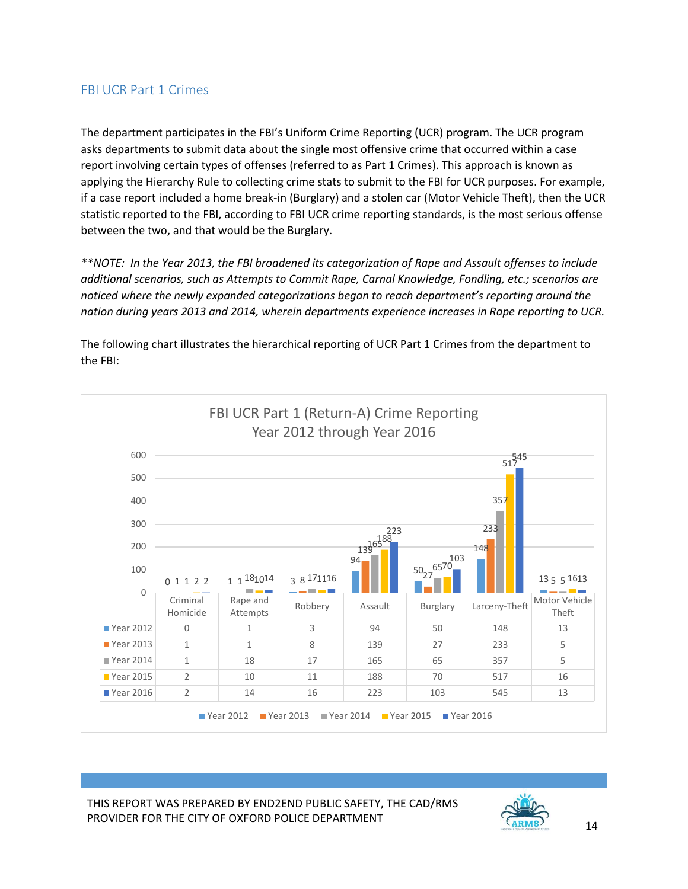## FBI UCR Part 1 Crimes

The department participates in the FBI's Uniform Crime Reporting (UCR) program. The UCR program asks departments to submit data about the single most offensive crime that occurred within a case report involving certain types of offenses (referred to as Part 1 Crimes). This approach is known as applying the Hierarchy Rule to collecting crime stats to submit to the FBI for UCR purposes. For example, if a case report included a home break-in (Burglary) and a stolen car (Motor Vehicle Theft), then the UCR statistic reported to the FBI, according to FBI UCR crime reporting standards, is the most serious offense between the two, and that would be the Burglary.

*\*\*NOTE: In the Year 2013, the FBI broadened its categorization of Rape and Assault offenses to include additional scenarios, such as Attempts to Commit Rape, Carnal Knowledge, Fondling, etc.; scenarios are noticed where the newly expanded categorizations began to reach department's reporting around the nation during years 2013 and 2014, wherein departments experience increases in Rape reporting to UCR.*

The following chart illustrates the hierarchical reporting of UCR Part 1 Crimes from the department to the FBI:

**FBI UCR Part 1 (Return-A) Crime Reporting Year 2012 through Year 2016**

| | Criminal Homicide | Rape and Attempts | Robbery | Assault | Burglary | Larceny-Theft | Motor Vehicle Theft |
|---|---|---|---|---|---|---|---|
| Year 2012 | 0 | 1 | 3 | 94 | 50 | 148 | 13 |
| Year 2013 | 1 | 1 | 8 | 139 | 27 | 233 | 5 |
| Year 2014 | 1 | 18 | 17 | 165 | 65 | 357 | 5 |
| Year 2015 | 2 | 10 | 11 | 188 | 70 | 517 | 16 |
| Year 2016 | 2 | 14 | 16 | 223 | 103 | 545 | 13 |

THIS REPORT WAS PREPARED BY END2END PUBLIC SAFETY, THE CAD/RMS PROVIDER FOR THE CITY OF OXFORD POLICE DEPARTMENT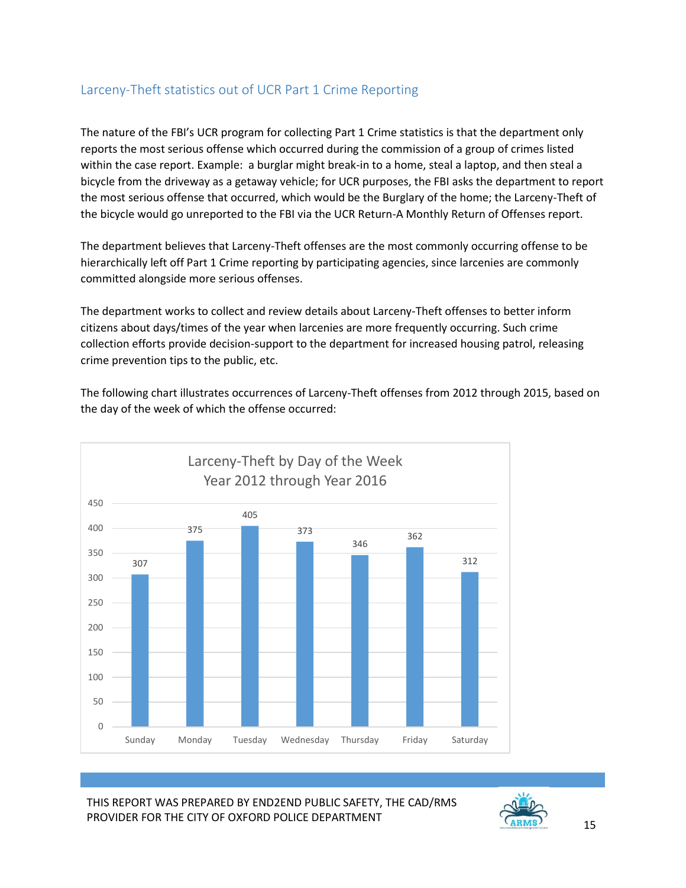## Larceny-Theft statistics out of UCR Part 1 Crime Reporting

The nature of the FBI's UCR program for collecting Part 1 Crime statistics is that the department only reports the most serious offense which occurred during the commission of a group of crimes listed within the case report. Example: a burglar might break-in to a home, steal a laptop, and then steal a bicycle from the driveway as a getaway vehicle; for UCR purposes, the FBI asks the department to report the most serious offense that occurred, which would be the Burglary of the home; the Larceny-Theft of the bicycle would go unreported to the FBI via the UCR Return-A Monthly Return of Offenses report.

The department believes that Larceny-Theft offenses are the most commonly occurring offense to be hierarchically left off Part 1 Crime reporting by participating agencies, since larcenies are commonly committed alongside more serious offenses.

The department works to collect and review details about Larceny-Theft offenses to better inform citizens about days/times of the year when larcenies are more frequently occurring. Such crime collection efforts provide decision-support to the department for increased housing patrol, releasing crime prevention tips to the public, etc.

The following chart illustrates occurrences of Larceny-Theft offenses from 2012 through 2015, based on the day of the week of which the offense occurred:

Larceny-Theft by Day of the Week
Year 2012 through Year 2016

0
50
100
150
200
250
300
350
400
450

Sunday 307
Monday 375
Tuesday 405
Wednesday 373
Thursday 346
Friday 362
Saturday 312

THIS REPORT WAS PREPARED BY END2END PUBLIC SAFETY, THE CAD/RMS PROVIDER FOR THE CITY OF OXFORD POLICE DEPARTMENT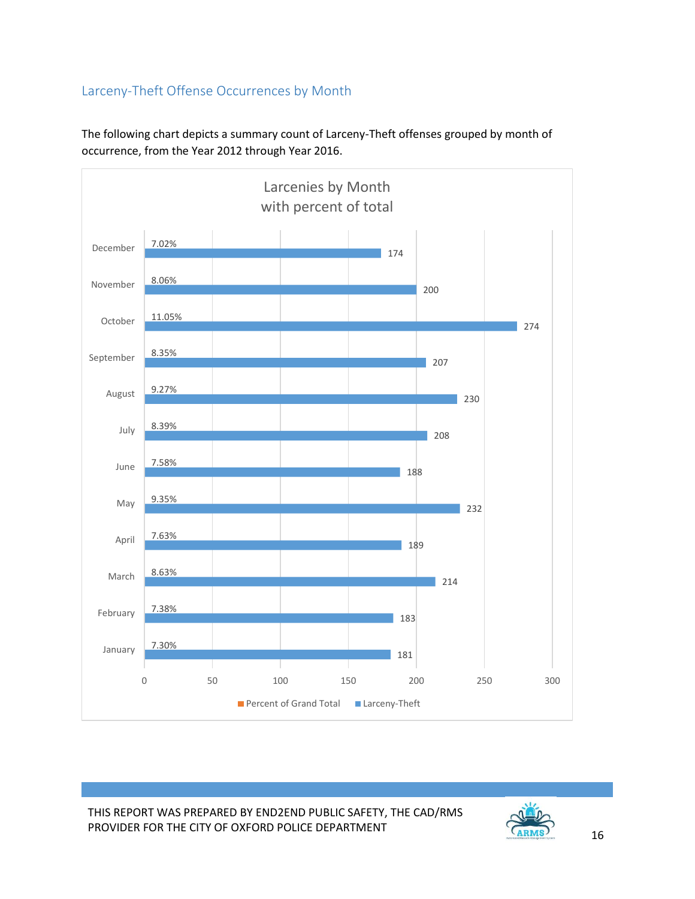## Larceny-Theft Offense Occurrences by Month

The following chart depicts a summary count of Larceny-Theft offenses grouped by month of occurrence, from the Year 2012 through Year 2016.

Larcenies by Month
with percent of total

December 7.02% 174
November 8.06% 200
October 11.05% 274
September 8.35% 207
August 9.27% 230
July 8.39% 208
June 7.58% 188
May 9.35% 232
April 7.63% 189
March 8.63% 214
February 7.38% 183
January 7.30% 181

0 50 100 150 200 250 300

Percent of Grand Total   Larceny-Theft

THIS REPORT WAS PREPARED BY END2END PUBLIC SAFETY, THE CAD/RMS PROVIDER FOR THE CITY OF OXFORD POLICE DEPARTMENT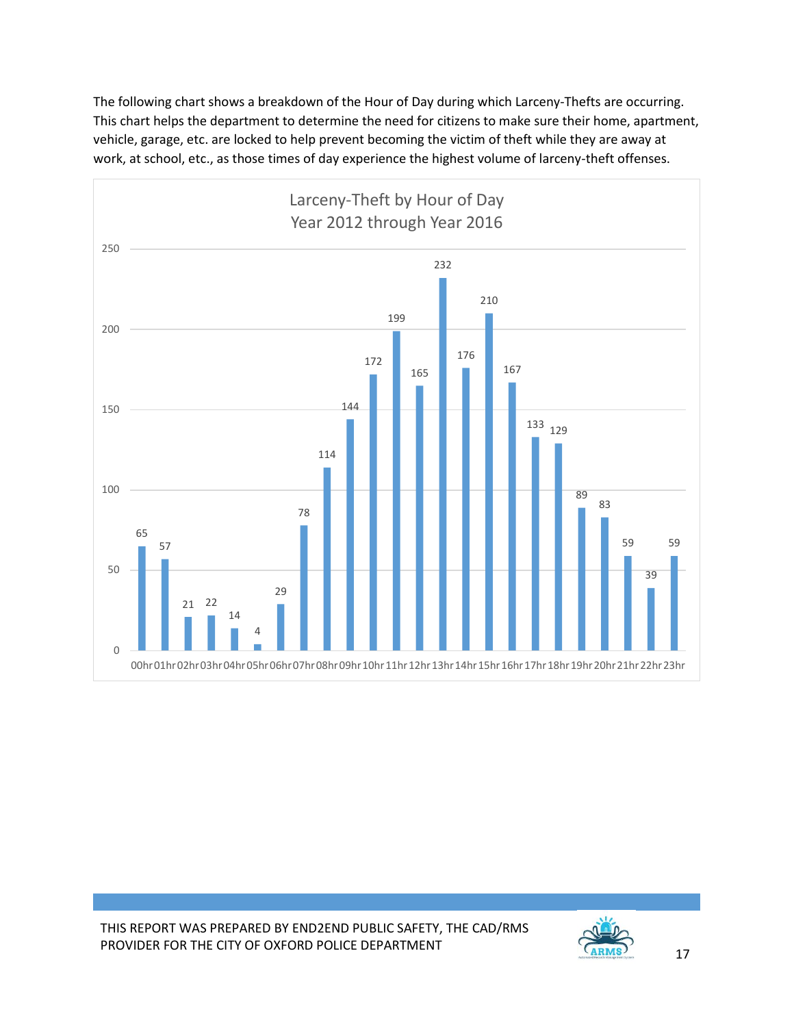The following chart shows a breakdown of the Hour of Day during which Larceny-Thefts are occurring. This chart helps the department to determine the need for citizens to make sure their home, apartment, vehicle, garage, etc. are locked to help prevent becoming the victim of theft while they are away at work, at school, etc., as those times of day experience the highest volume of larceny-theft offenses.

Larceny-Theft by Hour of Day
Year 2012 through Year 2016

250
200
150
100
50
0

65 57 21 22 14 4 29 78 114 144 172 199 165 232 176 210 167 133 129 89 83 59 39 59

00hr 01hr 02hr 03hr 04hr 05hr 06hr 07hr 08hr 09hr 10hr 11hr 12hr 13hr 14hr 15hr 16hr 17hr 18hr 19hr 20hr 21hr 22hr 23hr

THIS REPORT WAS PREPARED BY END2END PUBLIC SAFETY, THE CAD/RMS PROVIDER FOR THE CITY OF OXFORD POLICE DEPARTMENT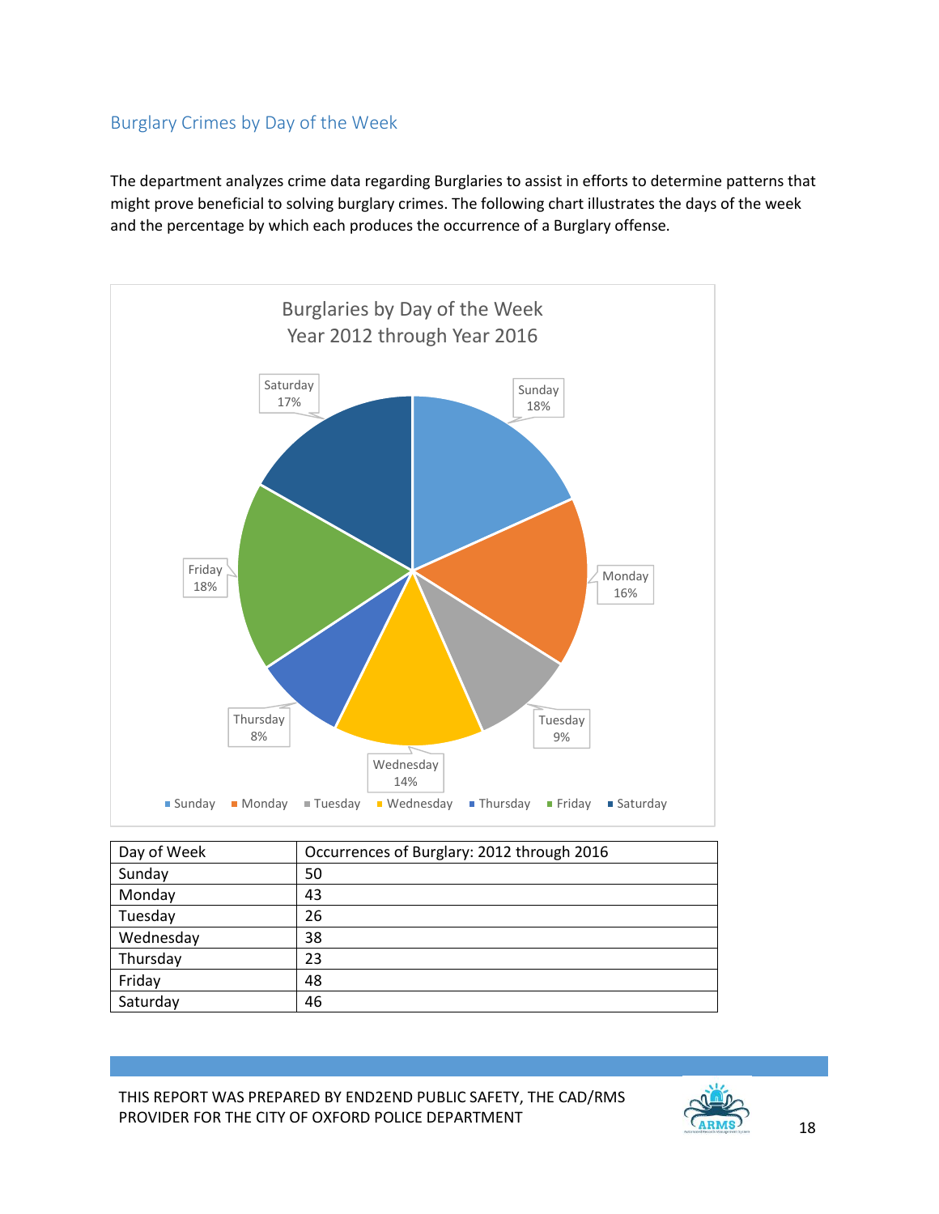## Burglary Crimes by Day of the Week

The department analyzes crime data regarding Burglaries to assist in efforts to determine patterns that might prove beneficial to solving burglary crimes. The following chart illustrates the days of the week and the percentage by which each produces the occurrence of a Burglary offense.

Burglaries by Day of the Week
Year 2012 through Year 2016

Sunday 18%
Monday 16%
Tuesday 9%
Wednesday 14%
Thursday 8%
Friday 18%
Saturday 17%

Sunday Monday Tuesday Wednesday Thursday Friday Saturday

| Day of Week | Occurrences of Burglary: 2012 through 2016 |
|---|---|
| Sunday | 50 |
| Monday | 43 |
| Tuesday | 26 |
| Wednesday | 38 |
| Thursday | 23 |
| Friday | 48 |
| Saturday | 46 |

THIS REPORT WAS PREPARED BY END2END PUBLIC SAFETY, THE CAD/RMS PROVIDER FOR THE CITY OF OXFORD POLICE DEPARTMENT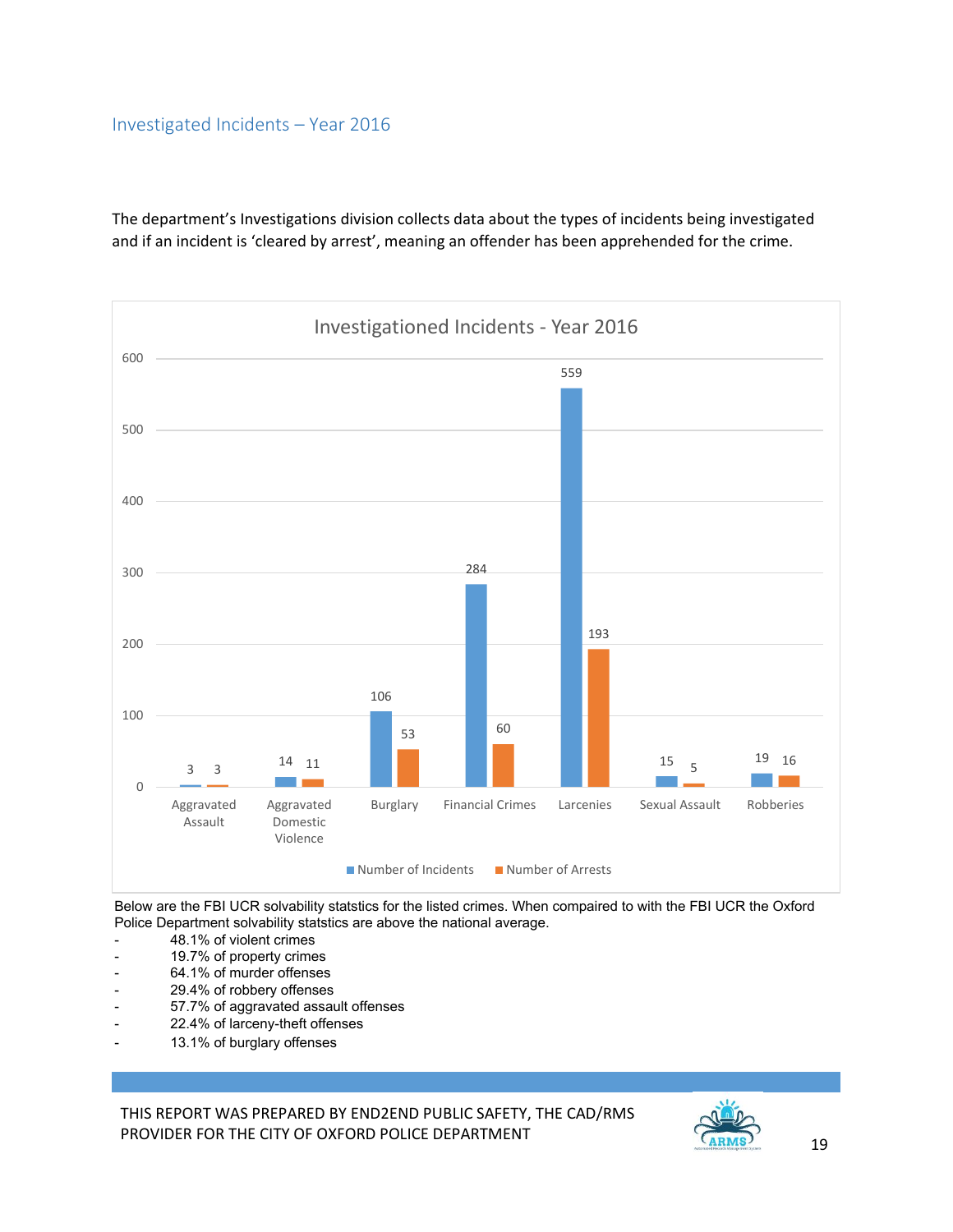## Investigated Incidents – Year 2016

The department's Investigations division collects data about the types of incidents being investigated and if an incident is 'cleared by arrest', meaning an offender has been apprehended for the crime.

Investigationed Incidents - Year 2016

600
500
400
300
200
100
0

3 3
Aggravated Assault

14 11
Aggravated Domestic Violence

106 53
Burglary

284 60
Financial Crimes

559 193
Larcenies

15 5
Sexual Assault

19 16
Robberies

Number of Incidents
Number of Arrests

Below are the FBI UCR solvability statstics for the listed crimes. When compaired to with the FBI UCR the Oxford Police Department solvability statstics are above the national average.

- 48.1% of violent crimes
- 19.7% of property crimes
- 64.1% of murder offenses
- 29.4% of robbery offenses
- 57.7% of aggravated assault offenses
- 22.4% of larceny-theft offenses
- 13.1% of burglary offenses

THIS REPORT WAS PREPARED BY END2END PUBLIC SAFETY, THE CAD/RMS PROVIDER FOR THE CITY OF OXFORD POLICE DEPARTMENT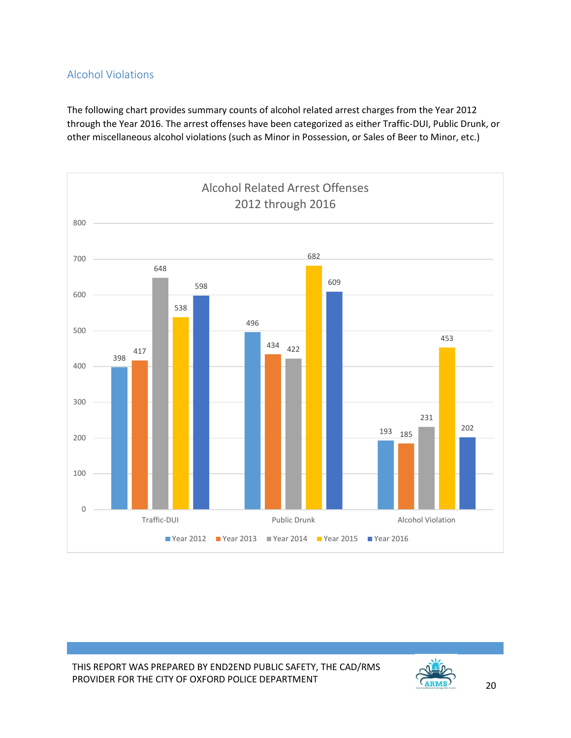## Alcohol Violations

The following chart provides summary counts of alcohol related arrest charges from the Year 2012 through the Year 2016. The arrest offenses have been categorized as either Traffic-DUI, Public Drunk, or other miscellaneous alcohol violations (such as Minor in Possession, or Sales of Beer to Minor, etc.)

Alcohol Related Arrest Offenses
2012 through 2016

800
700
600
500
400
300
200
100
0

Traffic-DUI: 398, 417, 648, 538, 598
Public Drunk: 496, 434, 422, 682, 609
Alcohol Violation: 193, 185, 231, 453, 202

Year 2012 | Year 2013 | Year 2014 | Year 2015 | Year 2016

THIS REPORT WAS PREPARED BY END2END PUBLIC SAFETY, THE CAD/RMS PROVIDER FOR THE CITY OF OXFORD POLICE DEPARTMENT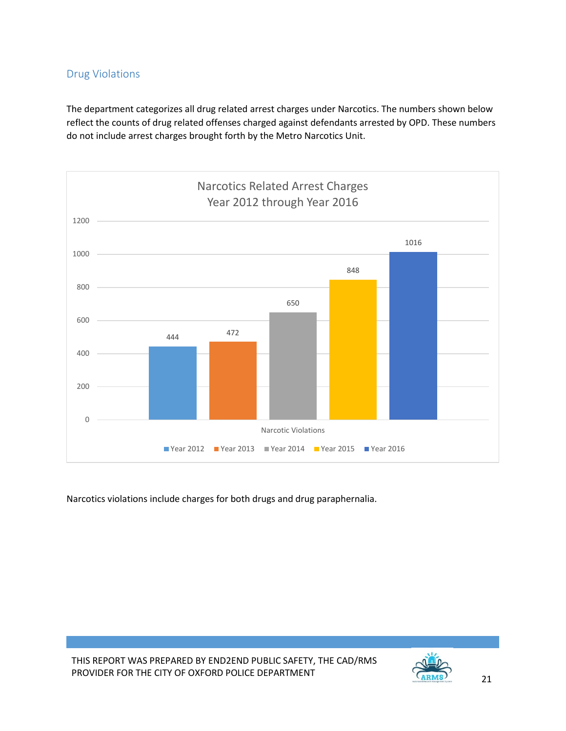## Drug Violations

The department categorizes all drug related arrest charges under Narcotics. The numbers shown below reflect the counts of drug related offenses charged against defendants arrested by OPD. These numbers do not include arrest charges brought forth by the Metro Narcotics Unit.

Narcotics Related Arrest Charges
Year 2012 through Year 2016

1200
1000
800
600
400
200
0

444
472
650
848
1016

Narcotic Violations

Year 2012 Year 2013 Year 2014 Year 2015 Year 2016

Narcotics violations include charges for both drugs and drug paraphernalia.

THIS REPORT WAS PREPARED BY END2END PUBLIC SAFETY, THE CAD/RMS PROVIDER FOR THE CITY OF OXFORD POLICE DEPARTMENT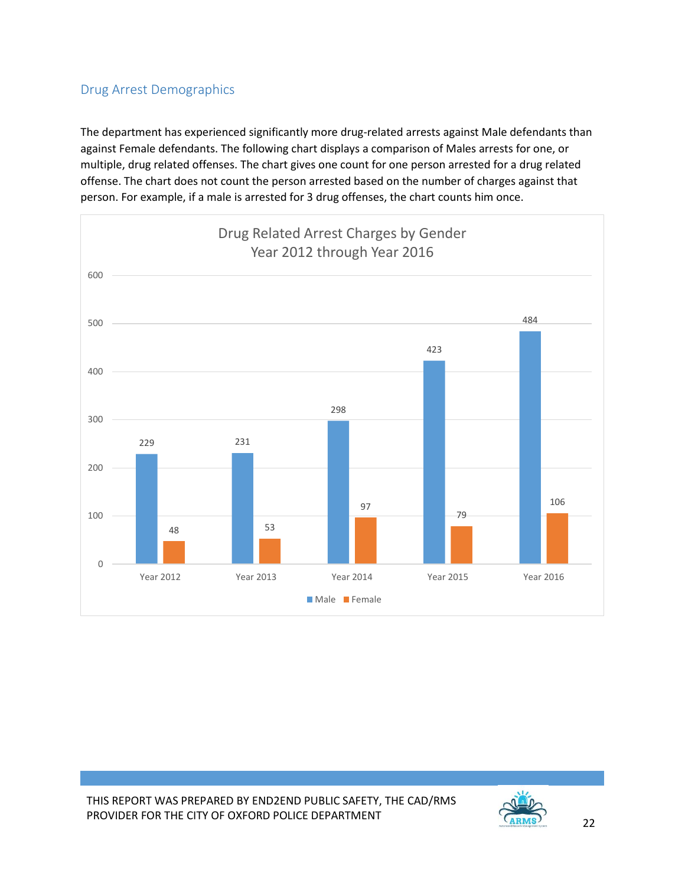## Drug Arrest Demographics

The department has experienced significantly more drug-related arrests against Male defendants than against Female defendants. The following chart displays a comparison of Males arrests for one, or multiple, drug related offenses. The chart gives one count for one person arrested for a drug related offense. The chart does not count the person arrested based on the number of charges against that person. For example, if a male is arrested for 3 drug offenses, the chart counts him once.

Drug Related Arrest Charges by Gender
Year 2012 through Year 2016

600
500
400
300
200
100
0

Year 2012: 229, 48
Year 2013: 231, 53
Year 2014: 298, 97
Year 2015: 423, 79
Year 2016: 484, 106

Male
Female

THIS REPORT WAS PREPARED BY END2END PUBLIC SAFETY, THE CAD/RMS PROVIDER FOR THE CITY OF OXFORD POLICE DEPARTMENT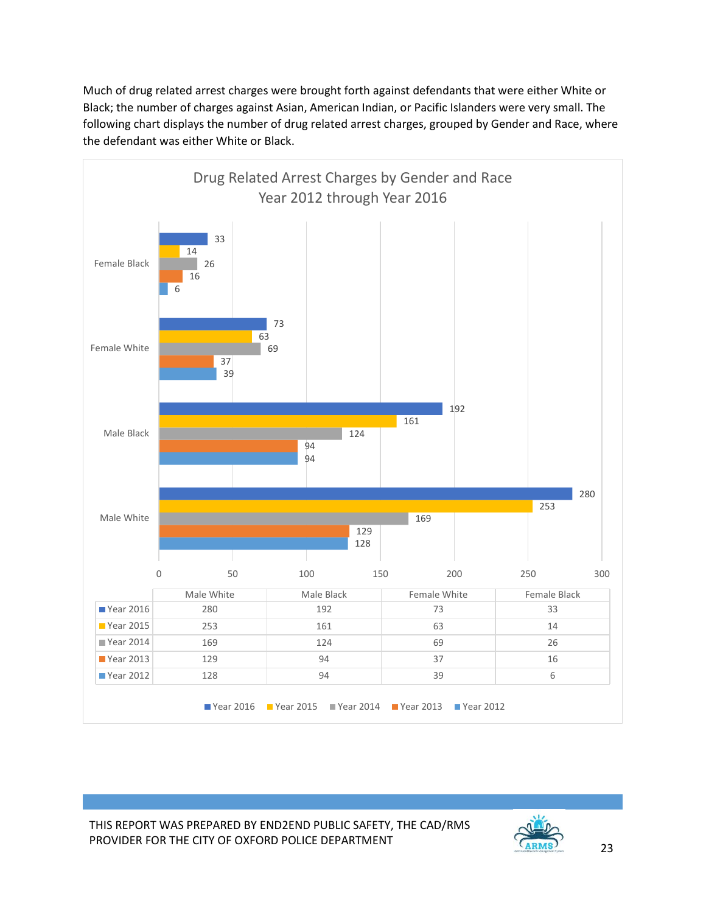Much of drug related arrest charges were brought forth against defendants that were either White or Black; the number of charges against Asian, American Indian, or Pacific Islanders were very small. The following chart displays the number of drug related arrest charges, grouped by Gender and Race, where the defendant was either White or Black.

Drug Related Arrest Charges by Gender and Race
Year 2012 through Year 2016

Female Black: 33, 14, 26, 16, 6
Female White: 73, 63, 69, 37, 39
Male Black: 192, 161, 124, 94, 94
Male White: 280, 253, 169, 129, 128

0 50 100 150 200 250 300

| | Male White | Male Black | Female White | Female Black |
|---|---|---|---|---|
| Year 2016 | 280 | 192 | 73 | 33 |
| Year 2015 | 253 | 161 | 63 | 14 |
| Year 2014 | 169 | 124 | 69 | 26 |
| Year 2013 | 129 | 94 | 37 | 16 |
| Year 2012 | 128 | 94 | 39 | 6 |

Year 2016 Year 2015 Year 2014 Year 2013 Year 2012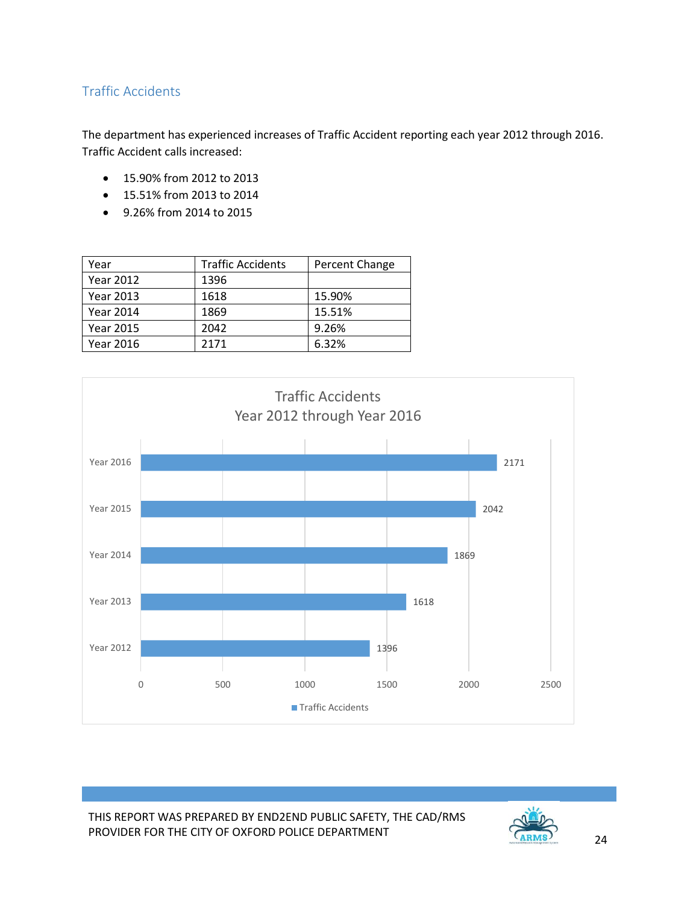## Traffic Accidents

The department has experienced increases of Traffic Accident reporting each year 2012 through 2016. Traffic Accident calls increased:

- 15.90% from 2012 to 2013
- 15.51% from 2013 to 2014
- 9.26% from 2014 to 2015

| Year | Traffic Accidents | Percent Change |
|---|---|---|
| Year 2012 | 1396 | |
| Year 2013 | 1618 | 15.90% |
| Year 2014 | 1869 | 15.51% |
| Year 2015 | 2042 | 9.26% |
| Year 2016 | 2171 | 6.32% |

Traffic Accidents
Year 2012 through Year 2016

Year 2016
2171
Year 2015
2042
Year 2014
1869
Year 2013
1618
Year 2012
1396

0
500
1000
1500
2000
2500

Traffic Accidents

THIS REPORT WAS PREPARED BY END2END PUBLIC SAFETY, THE CAD/RMS PROVIDER FOR THE CITY OF OXFORD POLICE DEPARTMENT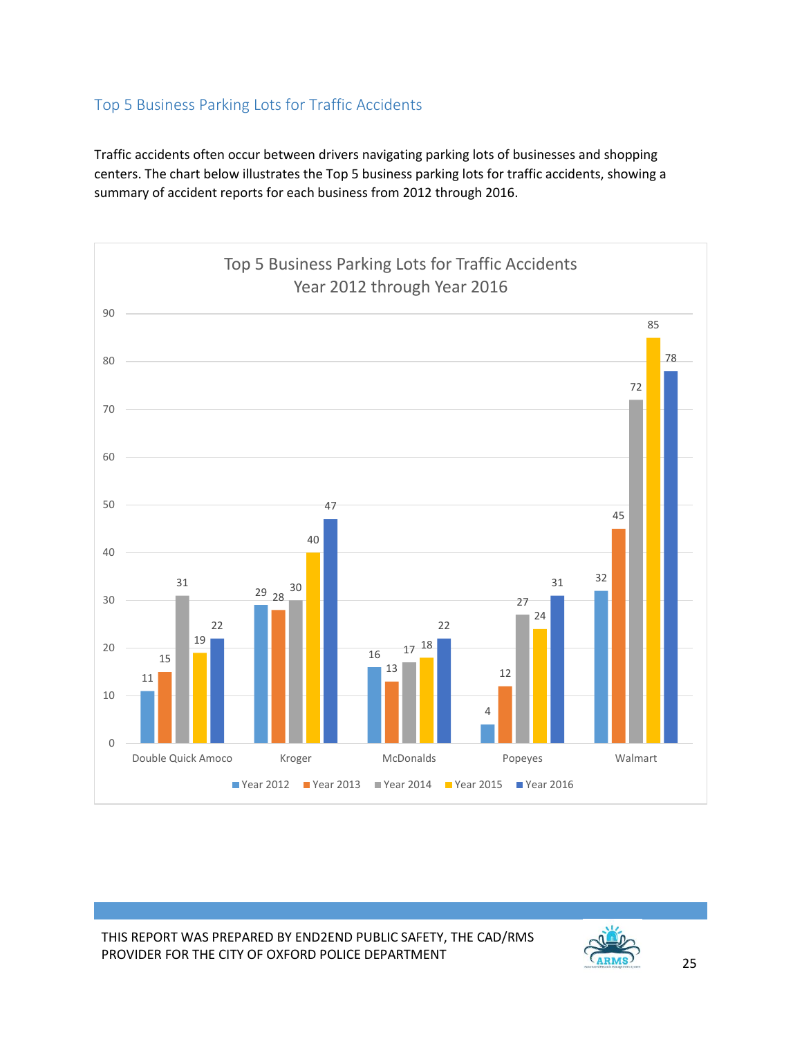## Top 5 Business Parking Lots for Traffic Accidents

Traffic accidents often occur between drivers navigating parking lots of businesses and shopping centers. The chart below illustrates the Top 5 business parking lots for traffic accidents, showing a summary of accident reports for each business from 2012 through 2016.

Top 5 Business Parking Lots for Traffic Accidents
Year 2012 through Year 2016

90
80
70
60
50
40
30
20
10
0

Double Quick Amoco: 11, 15, 31, 19, 22
Kroger: 29, 28, 30, 40, 47
McDonalds: 16, 13, 17, 18, 22
Popeyes: 4, 12, 27, 24, 31
Walmart: 32, 45, 72, 85, 78

Year 2012 | Year 2013 | Year 2014 | Year 2015 | Year 2016

THIS REPORT WAS PREPARED BY END2END PUBLIC SAFETY, THE CAD/RMS PROVIDER FOR THE CITY OF OXFORD POLICE DEPARTMENT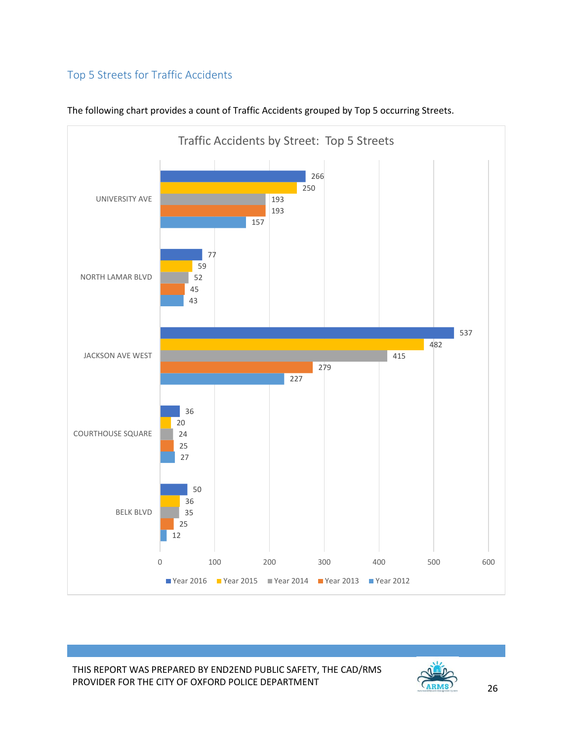## Top 5 Streets for Traffic Accidents

The following chart provides a count of Traffic Accidents grouped by Top 5 occurring Streets.

Traffic Accidents by Street: Top 5 Streets

UNIVERSITY AVE
266
250
193
193
157

NORTH LAMAR BLVD
77
59
52
45
43

JACKSON AVE WEST
537
482
415
279
227

COURTHOUSE SQUARE
36
20
24
25
27

BELK BLVD
50
36
35
25
12

0 100 200 300 400 500 600

Year 2016 Year 2015 Year 2014 Year 2013 Year 2012

THIS REPORT WAS PREPARED BY END2END PUBLIC SAFETY, THE CAD/RMS PROVIDER FOR THE CITY OF OXFORD POLICE DEPARTMENT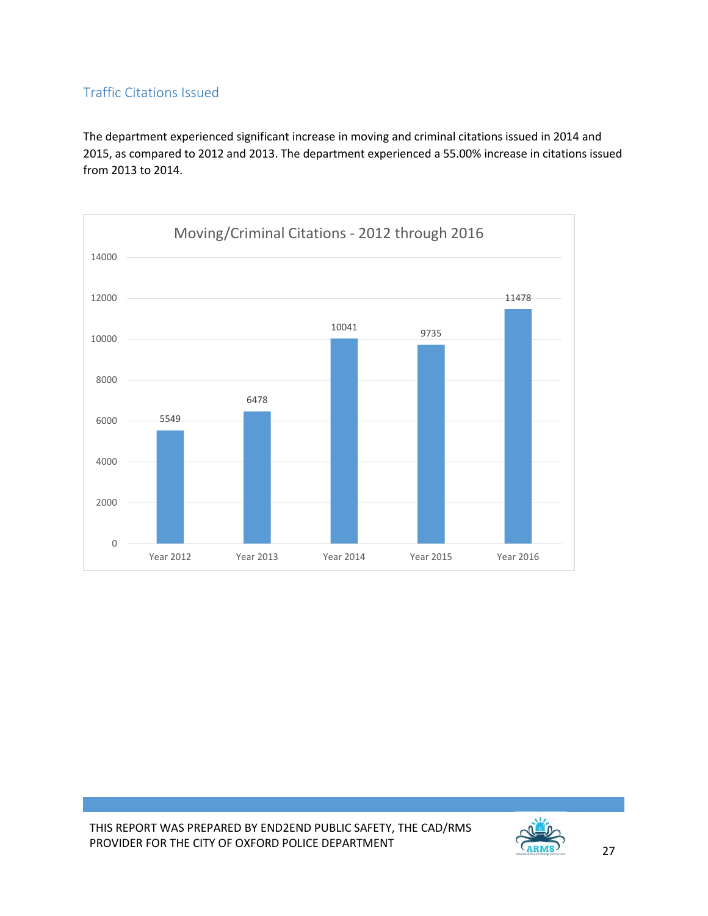## Traffic Citations Issued

The department experienced significant increase in moving and criminal citations issued in 2014 and 2015, as compared to 2012 and 2013. The department experienced a 55.00% increase in citations issued from 2013 to 2014.

Moving/Criminal Citations - 2012 through 2016

14000
12000
10000
8000
6000
4000
2000
0

5549
6478
10041
9735
11478

Year 2012
Year 2013
Year 2014
Year 2015
Year 2016

THIS REPORT WAS PREPARED BY END2END PUBLIC SAFETY, THE CAD/RMS PROVIDER FOR THE CITY OF OXFORD POLICE DEPARTMENT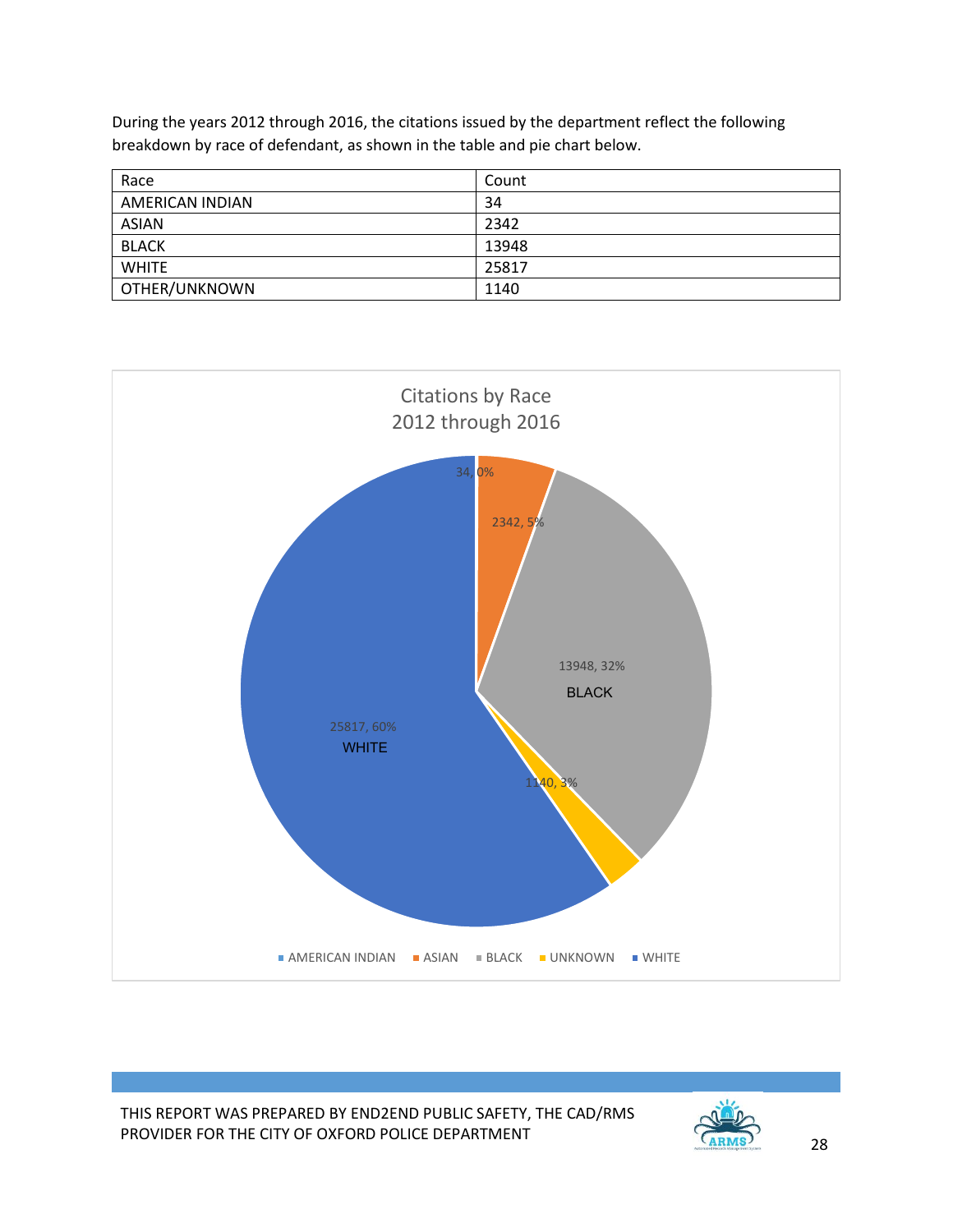During the years 2012 through 2016, the citations issued by the department reflect the following breakdown by race of defendant, as shown in the table and pie chart below.

| Race | Count |
|---|---|
| AMERICAN INDIAN | 34 |
| ASIAN | 2342 |
| BLACK | 13948 |
| WHITE | 25817 |
| OTHER/UNKNOWN | 1140 |

Citations by Race
2012 through 2016

34, 0%

2342, 5%

13948, 32%
BLACK

25817, 60%
WHITE

1140, 3%

AMERICAN INDIAN   ASIAN   BLACK   UNKNOWN   WHITE

THIS REPORT WAS PREPARED BY END2END PUBLIC SAFETY, THE CAD/RMS PROVIDER FOR THE CITY OF OXFORD POLICE DEPARTMENT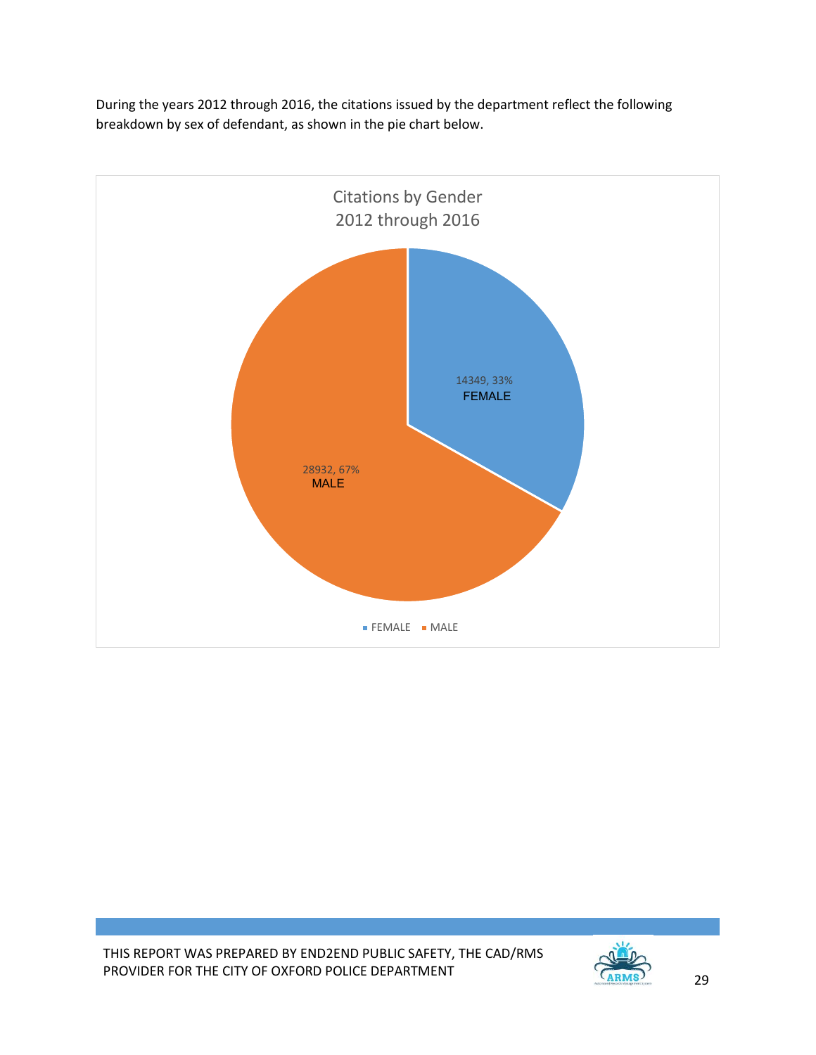During the years 2012 through 2016, the citations issued by the department reflect the following breakdown by sex of defendant, as shown in the pie chart below.

Citations by Gender
2012 through 2016

14349, 33%
FEMALE

28932, 67%
MALE

FEMALE MALE

THIS REPORT WAS PREPARED BY END2END PUBLIC SAFETY, THE CAD/RMS PROVIDER FOR THE CITY OF OXFORD POLICE DEPARTMENT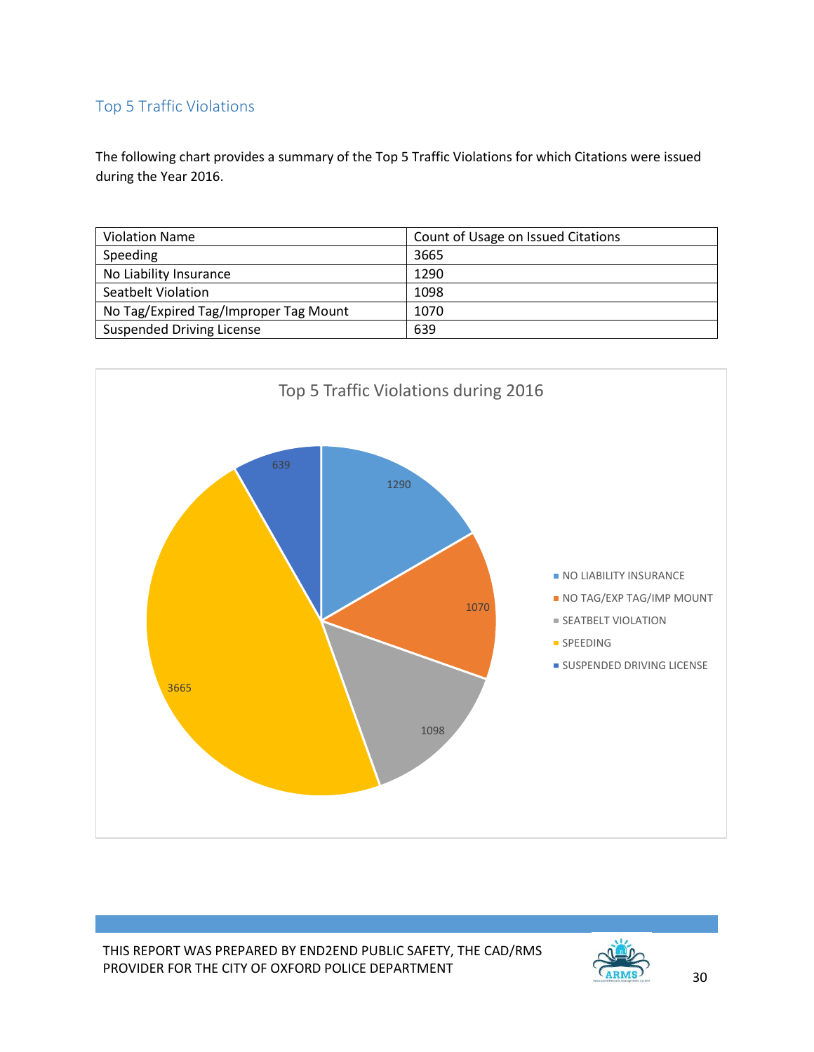## Top 5 Traffic Violations

The following chart provides a summary of the Top 5 Traffic Violations for which Citations were issued during the Year 2016.

| Violation Name | Count of Usage on Issued Citations |
|---|---|
| Speeding | 3665 |
| No Liability Insurance | 1290 |
| Seatbelt Violation | 1098 |
| No Tag/Expired Tag/Improper Tag Mount | 1070 |
| Suspended Driving License | 639 |

Top 5 Traffic Violations during 2016

639
1290
1070
1098
3665

NO LIABILITY INSURANCE
NO TAG/EXP TAG/IMP MOUNT
SEATBELT VIOLATION
SPEEDING
SUSPENDED DRIVING LICENSE

THIS REPORT WAS PREPARED BY END2END PUBLIC SAFETY, THE CAD/RMS PROVIDER FOR THE CITY OF OXFORD POLICE DEPARTMENT